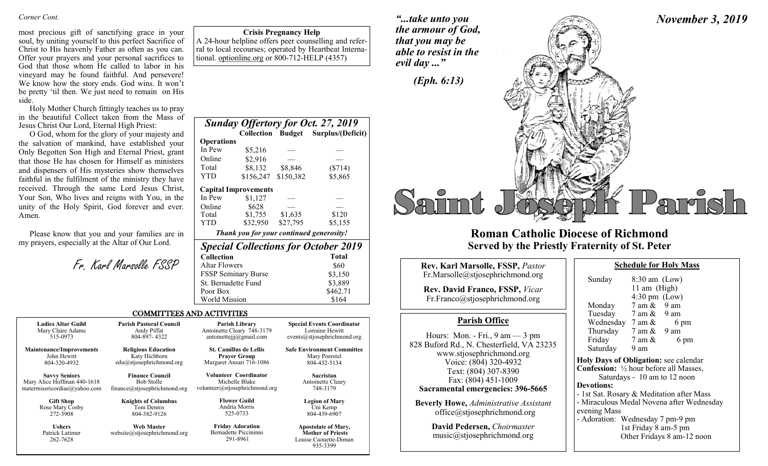*Corner Cont.*

most precious gift of sanctifying grace in your soul, by uniting yourself to this perfect Sacrifice of Christ to His heavenly Father as often as you can. Offer your prayers and your personal sacrifices to God that those whom He called to labor in his vineyard may be found faithful. And persevere! We know how the story ends. God wins. It won't be pretty 'til then. We just need to remain on His side.

Holy Mother Church fittingly teaches us to pray in the beautiful Collect taken from the Mass of Jesus Christ Our Lord, Eternal High Priest:

O God, whom for the glory of your majesty and the salvation of mankind, have established your Only Begotten Son High and Eternal Priest, grant that those He has chosen for Himself as ministers and dispensers of His mysteries show themselves faithful in the fulfilment of the ministry they have received. Through the same Lord Jesus Christ, Your Son, Who lives and reigns with You, in the unity of the Holy Spirit, God forever and ever. Amen.

Please know that you and your families are in my prayers, especially at the Altar of Our Lord.

*Fr. Karl Marsolle FSSP*

**Crisis Pregnancy Help**
A 24-hour helpline offers peer counselling and referral to local recourses; operated by Heartbeat International. optionline.org or 800-712-HELP (4357)

## *Sunday Offertory for Oct. 27, 2019*

| | Collection | Budget | Surplus/(Deficit) |
|---|---|---|---|
| **Operations** | | | |
| In Pew | $5,216 | — | — |
| Online | $2,916 | — | — |
| Total | $8,132 | $8,846 | ($714) |
| YTD | $156,247 | $150,382 | $5,865 |
| **Capital Improvements** | | | |
| In Pew | $1,127 | — | — |
| Online | $628 | — | — |
| Total | $1,755 | $1,635 | $120 |
| YTD | $32,950 | $27,795 | $5,155 |

*Thank you for your continued generosity!*

## *Special Collections for October 2019*

| Collection | Total |
|---|---|
| Altar Flowers | $60 |
| FSSP Seminary Burse | $3,150 |
| St. Bernadette Fund | $3,889 |
| Poor Box | $462.71 |
| World Mission | $164 |

## COMMITTEES AND ACTIVITIES

| | | | |
|---|---|---|---|
| **Ladies Altar Guild**<br>Mary Claire Adams<br>515-0973 | **Parish Pastoral Council**<br>Andy Piffat<br>804-897- 4322 | **Parish Library**<br>Antoinette Cleary 748-3179<br>antoinettejjj@gmail.com | **Special Events Coordinator**<br>Lorraine Hewitt<br>events@stjosephrichmond.org |
| **Maintenance/Improvements**<br>John Hewitt<br>804-320-4932 | **Religious Education**<br>Katy Hichborn<br>edu@stjosephrichmond.org | **St. Camillus de Lellis Prayer Group**<br>Margaret Ansari 716-1086 | **Safe Environment Committee**<br>Mary Poerstel<br>804-432-5134 |
| **Savvy Seniors**<br>Mary Alice Hoffman 440-1618<br>matermisericordiae@yahoo.com | **Finance Council**<br>Bob Stolle<br>finance@stjosephrichmond.org | **Volunteer Coordinator**<br>Michelle Blake<br>volunteer@stjosephrichmond.org | **Sacristan**<br>Antoinette Cleary<br>748-3179 |
| **Gift Shop**<br>Rose Mary Cosby<br>272-3908 | **Knights of Columbus**<br>Tom Dennis<br>804-382-9126 | **Flower Guild**<br>Andria Morris<br>525-0733 | **Legion of Mary**<br>Uni Kemp<br>804-439-6907 |
| **Ushers**<br>Patrick Latimer<br>262-7628 | **Web Master**<br>website@stjosephrichmond.org | **Friday Adoration**<br>Bernadette Piccininni<br>291-8961 | **Apostolate of Mary, Mother of Priests**<br>Louise Caouette-Diman<br>935-3399 |

*"...take unto you the armour of God, that you may be able to resist in the evil day ..."*

*(Eph. 6:13)*

*November 3, 2019*

# Saint Joseph Parish

## Roman Catholic Diocese of Richmond
## Served by the Priestly Fraternity of St. Peter

**Rev. Karl Marsolle, FSSP,** *Pastor*
Fr.Marsolle@stjosephrichmond.org

**Rev. David Franco, FSSP,** *Vicar*
Fr.Franco@stjosephrichmond.org

### Parish Office

Hours: Mon. - Fri., 9 am — 3 pm
828 Buford Rd., N. Chesterfield, VA 23235
www.stjosephrichmond.org
Voice: (804) 320-4932
Text: (804) 307-8390
Fax: (804) 451-1009
**Sacramental emergencies: 396-5665**

**Beverly Howe,** *Administrative Assistant*
office@stjosephrichmond.org

**David Pedersen,** *Choirmaster*
music@stjosephrichmond.org

### Schedule for Holy Mass

| | |
|---|---|
| Sunday | 8:30 am (Low)<br>11 am (High)<br>4:30 pm (Low) |
| Monday | 7 am & 9 am |
| Tuesday | 7 am & 9 am |
| Wednesday | 7 am & 6 pm |
| Thursday | 7 am & 9 am |
| Friday | 7 am & 6 pm |
| Saturday | 9 am |

**Holy Days of Obligation:** see calendar
**Confession:** ½ hour before all Masses, Saturdays - 10 am to 12 noon
**Devotions:**
- 1st Sat. Rosary & Meditation after Mass
- Miraculous Medal Novena after Wednesday evening Mass
- Adoration: Wednesday 7 pm-9 pm
  1st Friday 8 am-5 pm
  Other Fridays 8 am-12 noon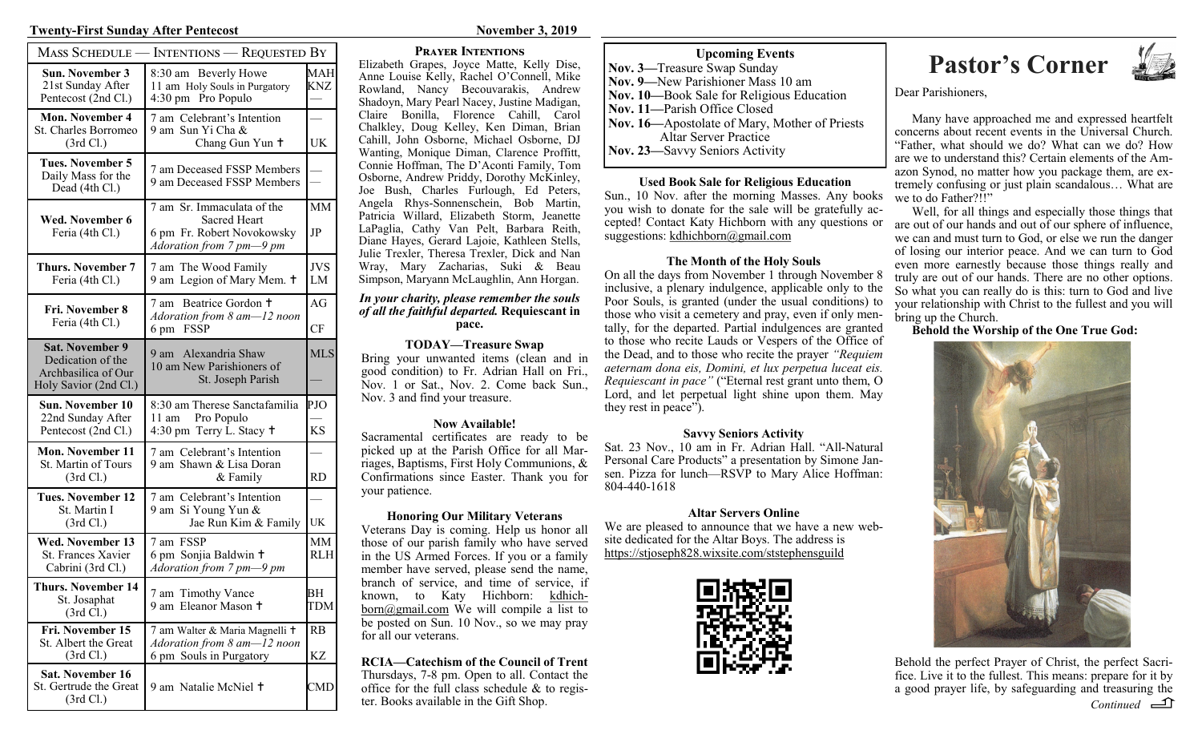**Twenty-First Sunday After Pentecost** **November 3, 2019**

| Mass Schedule — Intentions — Requested By | | |
|---|---|---|
| **Sun. November 3** 21st Sunday After Pentecost (2nd Cl.) | 8:30 am Beverly Howe<br>11 am Holy Souls in Purgatory<br>4:30 pm Pro Populo | MAH<br>KNZ<br>— |
| **Mon. November 4** St. Charles Borromeo (3rd Cl.) | 7 am Celebrant's Intention<br>9 am Sun Yi Cha & Chang Gun Yun ✝ | —<br>UK |
| **Tues. November 5** Daily Mass for the Dead (4th Cl.) | 7 am Deceased FSSP Members<br>9 am Deceased FSSP Members | —<br>— |
| **Wed. November 6** Feria (4th Cl.) | 7 am Sr. Immaculata of the Sacred Heart<br>6 pm Fr. Robert Novokowsky<br>*Adoration from 7 pm—9 pm* | MM<br>JP |
| **Thurs. November 7** Feria (4th Cl.) | 7 am The Wood Family<br>9 am Legion of Mary Mem. ✝ | JVS<br>LM |
| **Fri. November 8** Feria (4th Cl.) | 7 am Beatrice Gordon ✝<br>*Adoration from 8 am—12 noon*<br>6 pm FSSP | AG<br>CF |
| **Sat. November 9** Dedication of the Archbasilica of Our Holy Savior (2nd Cl.) | 9 am Alexandria Shaw<br>10 am New Parishioners of St. Joseph Parish | MLS<br>— |
| **Sun. November 10** 22nd Sunday After Pentecost (2nd Cl.) | 8:30 am Therese Sanctafamilia<br>11 am Pro Populo<br>4:30 pm Terry L. Stacy ✝ | PJO<br>—<br>KS |
| **Mon. November 11** St. Martin of Tours (3rd Cl.) | 7 am Celebrant's Intention<br>9 am Shawn & Lisa Doran & Family | —<br>RD |
| **Tues. November 12** St. Martin I (3rd Cl.) | 7 am Celebrant's Intention<br>9 am Si Young Yun & Jae Run Kim & Family | —<br>UK |
| **Wed. November 13** St. Frances Xavier Cabrini (3rd Cl.) | 7 am FSSP<br>6 pm Sonjia Baldwin ✝<br>*Adoration from 7 pm—9 pm* | MM<br>RLH |
| **Thurs. November 14** St. Josaphat (3rd Cl.) | 7 am Timothy Vance<br>9 am Eleanor Mason ✝ | BH<br>TDM |
| **Fri. November 15** St. Albert the Great (3rd Cl.) | 7 am Walter & Maria Magnelli ✝<br>*Adoration from 8 am—12 noon*<br>6 pm Souls in Purgatory | RB<br>KZ |
| **Sat. November 16** St. Gertrude the Great (3rd Cl.) | 9 am Natalie McNiel ✝ | CMD |

## Prayer Intentions

Elizabeth Grapes, Joyce Matte, Kelly Dise, Anne Louise Kelly, Rachel O'Connell, Mike Rowland, Nancy Becouvarakis, Andrew Shadoyn, Mary Pearl Nacey, Justine Madigan, Claire Bonilla, Florence Cahill, Carol Chalkley, Doug Kelley, Ken Diman, Brian Cahill, John Osborne, Michael Osborne, DJ Wanting, Monique Diman, Clarence Proffitt, Connie Hoffman, The D'Aconti Family, Tom Osborne, Andrew Priddy, Dorothy McKinley, Joe Bush, Charles Furlough, Ed Peters, Angela Rhys-Sonnenschein, Bob Martin, Patricia Willard, Elizabeth Storm, Jeanette LaPaglia, Cathy Van Pelt, Barbara Reith, Diane Hayes, Gerard Lajoie, Kathleen Stells, Julie Trexler, Theresa Trexler, Dick and Nan Wray, Mary Zacharias, Suki & Beau Simpson, Maryann McLaughlin, Ann Horgan.

***In your charity, please remember the souls of all the faithful departed.* Requiescant in pace.**

### TODAY—Treasure Swap

Bring your unwanted items (clean and in good condition) to Fr. Adrian Hall on Fri., Nov. 1 or Sat., Nov. 2. Come back Sun., Nov. 3 and find your treasure.

### Now Available!

Sacramental certificates are ready to be picked up at the Parish Office for all Marriages, Baptisms, First Holy Communions, & Confirmations since Easter. Thank you for your patience.

### Honoring Our Military Veterans

Veterans Day is coming. Help us honor all those of our parish family who have served in the US Armed Forces. If you or a family member have served, please send the name, branch of service, and time of service, if known, to Katy Hichborn: kdhichborn@gmail.com We will compile a list to be posted on Sun. 10 Nov., so we may pray for all our veterans.

### RCIA—Catechism of the Council of Trent

Thursdays, 7-8 pm. Open to all. Contact the office for the full class schedule & to register. Books available in the Gift Shop.

### Upcoming Events

**Nov. 3—**Treasure Swap Sunday
**Nov. 9—**New Parishioner Mass 10 am
**Nov. 10—**Book Sale for Religious Education
**Nov. 11—**Parish Office Closed
**Nov. 16—**Apostolate of Mary, Mother of Priests
Altar Server Practice
**Nov. 23—**Savvy Seniors Activity

### Used Book Sale for Religious Education

Sun., 10 Nov. after the morning Masses. Any books you wish to donate for the sale will be gratefully accepted! Contact Katy Hichborn with any questions or suggestions: kdhichborn@gmail.com

### The Month of the Holy Souls

On all the days from November 1 through November 8 inclusive, a plenary indulgence, applicable only to the Poor Souls, is granted (under the usual conditions) to those who visit a cemetery and pray, even if only mentally, for the departed. Partial indulgences are granted to those who recite Lauds or Vespers of the Office of the Dead, and to those who recite the prayer *"Requiem aeternam dona eis, Domini, et lux perpetua luceat eis. Requiescant in pace"* ("Eternal rest grant unto them, O Lord, and let perpetual light shine upon them. May they rest in peace").

### Savvy Seniors Activity

Sat. 23 Nov., 10 am in Fr. Adrian Hall. "All-Natural Personal Care Products" a presentation by Simone Jansen. Pizza for lunch—RSVP to Mary Alice Hoffman: 804-440-1618

### Altar Servers Online

We are pleased to announce that we have a new website dedicated for the Altar Boys. The address is https://stjoseph828.wixsite.com/ststephensguild

# Pastor's Corner

Dear Parishioners,

Many have approached me and expressed heartfelt concerns about recent events in the Universal Church. "Father, what should we do? What can we do? How are we to understand this? Certain elements of the Amazon Synod, no matter how you package them, are extremely confusing or just plain scandalous… What are we to do Father?!!"

Well, for all things and especially those things that are out of our hands and out of our sphere of influence, we can and must turn to God, or else we run the danger of losing our interior peace. And we can turn to God even more earnestly because those things really and truly are out of our hands. There are no other options. So what you can really do is this: turn to God and live your relationship with Christ to the fullest and you will bring up the Church.

**Behold the Worship of the One True God:**

Behold the perfect Prayer of Christ, the perfect Sacrifice. Live it to the fullest. This means: prepare for it by a good prayer life, by safeguarding and treasuring the

*Continued*